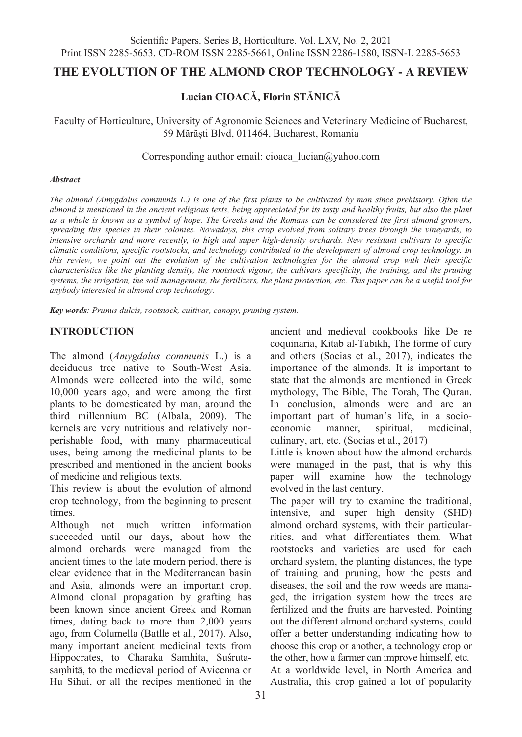// THE EVOLUTION OF THE ALMOND CROP TECHNOLOGY - A REVIEW

**Lucian CIOACĂ, Florin STĂNICĂ**

Faculty of Horticulture, University of Agronomic Sciences and Veterinary Medicine of Bucharest, 59 Mărăști Blvd, 011464, Bucharest, Romania

Corresponding author email: cioaca_lucian@yahoo.com

***Abstract***

*The almond (Amygdalus communis L.) is one of the first plants to be cultivated by man since prehistory. Often the almond is mentioned in the ancient religious texts, being appreciated for its tasty and healthy fruits, but also the plant as a whole is known as a symbol of hope. The Greeks and the Romans can be considered the first almond growers, spreading this species in their colonies. Nowadays, this crop evolved from solitary trees through the vineyards, to intensive orchards and more recently, to high and super high-density orchards. New resistant cultivars to specific climatic conditions, specific rootstocks, and technology contributed to the development of almond crop technology. In this review, we point out the evolution of the cultivation technologies for the almond crop with their specific characteristics like the planting density, the rootstock vigour, the cultivars specificity, the training, and the pruning systems, the irrigation, the soil management, the fertilizers, the plant protection, etc. This paper can be a useful tool for anybody interested in almond crop technology.*

***Key words****: Prunus dulcis, rootstock, cultivar, canopy, pruning system.*

## INTRODUCTION

The almond (*Amygdalus communis* L.) is a deciduous tree native to South-West Asia. Almonds were collected into the wild, some 10,000 years ago, and were among the first plants to be domesticated by man, around the third millennium BC (Albala, 2009). The kernels are very nutritious and relatively non-perishable food, with many pharmaceutical uses, being among the medicinal plants to be prescribed and mentioned in the ancient books of medicine and religious texts.

This review is about the evolution of almond crop technology, from the beginning to present times.

Although not much written information succeeded until our days, about how the almond orchards were managed from the ancient times to the late modern period, there is clear evidence that in the Mediterranean basin and Asia, almonds were an important crop. Almond clonal propagation by grafting has been known since ancient Greek and Roman times, dating back to more than 2,000 years ago, from Columella (Batlle et al., 2017). Also, many important ancient medicinal texts from Hippocrates, to Charaka Samhita, Suśruta-saṃhitā, to the medieval period of Avicenna or Hu Sihui, or all the recipes mentioned in the ancient and medieval cookbooks like De re coquinaria, Kitab al-Tabikh, The forme of cury and others (Socias et al., 2017), indicates the importance of the almonds. It is important to state that the almonds are mentioned in Greek mythology, The Bible, The Torah, The Quran. In conclusion, almonds were and are an important part of human's life, in a socio-economic manner, spiritual, medicinal, culinary, art, etc. (Socias et al., 2017)

Little is known about how the almond orchards were managed in the past, that is why this paper will examine how the technology evolved in the last century.

The paper will try to examine the traditional, intensive, and super high density (SHD) almond orchard systems, with their particularities, and what differentiates them. What rootstocks and varieties are used for each orchard system, the planting distances, the type of training and pruning, how the pests and diseases, the soil and the row weeds are managed, the irrigation system how the trees are fertilized and the fruits are harvested. Pointing out the different almond orchard systems, could offer a better understanding indicating how to choose this crop or another, a technology crop or the other, how a farmer can improve himself, etc.

At a worldwide level, in North America and Australia, this crop gained a lot of popularity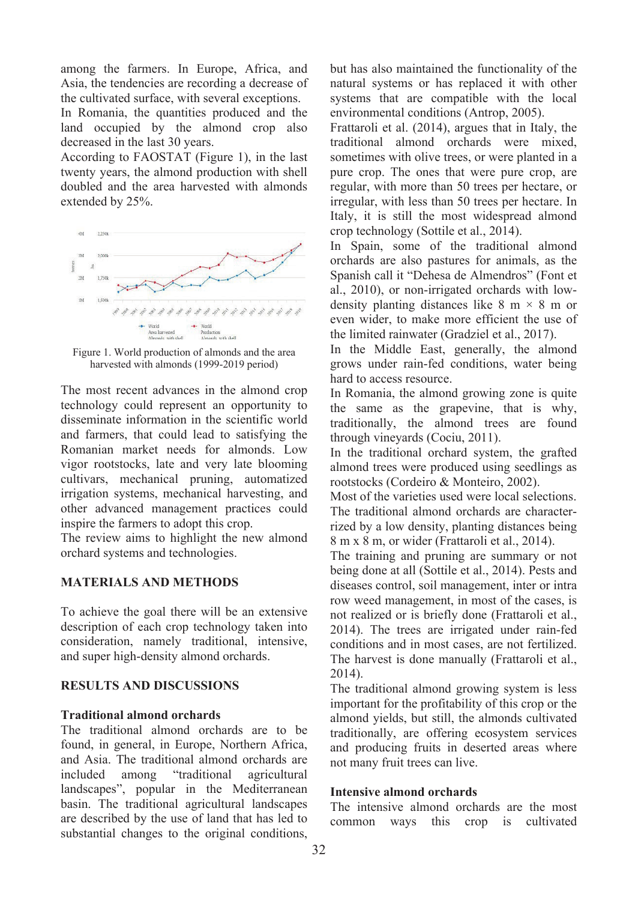among the farmers. In Europe, Africa, and Asia, the tendencies are recording a decrease of the cultivated surface, with several exceptions.

In Romania, the quantities produced and the land occupied by the almond crop also decreased in the last 30 years.

According to FAOSTAT (Figure 1), in the last twenty years, the almond production with shell doubled and the area harvested with almonds extended by 25%.

Figure 1. World production of almonds and the area harvested with almonds (1999-2019 period)

The most recent advances in the almond crop technology could represent an opportunity to disseminate information in the scientific world and farmers, that could lead to satisfying the Romanian market needs for almonds. Low vigor rootstocks, late and very late blooming cultivars, mechanical pruning, automatized irrigation systems, mechanical harvesting, and other advanced management practices could inspire the farmers to adopt this crop.

The review aims to highlight the new almond orchard systems and technologies.

## MATERIALS AND METHODS

To achieve the goal there will be an extensive description of each crop technology taken into consideration, namely traditional, intensive, and super high-density almond orchards.

## RESULTS AND DISCUSSIONS

### Traditional almond orchards

The traditional almond orchards are to be found, in general, in Europe, Northern Africa, and Asia. The traditional almond orchards are included among "traditional agricultural landscapes", popular in the Mediterranean basin. The traditional agricultural landscapes are described by the use of land that has led to substantial changes to the original conditions, but has also maintained the functionality of the natural systems or has replaced it with other systems that are compatible with the local environmental conditions (Antrop, 2005).

Frattaroli et al. (2014), argues that in Italy, the traditional almond orchards were mixed, sometimes with olive trees, or were planted in a pure crop. The ones that were pure crop, are regular, with more than 50 trees per hectare, or irregular, with less than 50 trees per hectare. In Italy, it is still the most widespread almond crop technology (Sottile et al., 2014).

In Spain, some of the traditional almond orchards are also pastures for animals, as the Spanish call it "Dehesa de Almendros" (Font et al., 2010), or non-irrigated orchards with low-density planting distances like 8 m × 8 m or even wider, to make more efficient the use of the limited rainwater (Gradziel et al., 2017).

In the Middle East, generally, the almond grows under rain-fed conditions, water being hard to access resource.

In Romania, the almond growing zone is quite the same as the grapevine, that is why, traditionally, the almond trees are found through vineyards (Cociu, 2011).

In the traditional orchard system, the grafted almond trees were produced using seedlings as rootstocks (Cordeiro & Monteiro, 2002).

Most of the varieties used were local selections. The traditional almond orchards are characterrized by a low density, planting distances being 8 m x 8 m, or wider (Frattaroli et al., 2014).

The training and pruning are summary or not being done at all (Sottile et al., 2014). Pests and diseases control, soil management, inter or intra row weed management, in most of the cases, is not realized or is briefly done (Frattaroli et al., 2014). The trees are irrigated under rain-fed conditions and in most cases, are not fertilized. The harvest is done manually (Frattaroli et al., 2014).

The traditional almond growing system is less important for the profitability of this crop or the almond yields, but still, the almonds cultivated traditionally, are offering ecosystem services and producing fruits in deserted areas where not many fruit trees can live.

### Intensive almond orchards

The intensive almond orchards are the most common ways this crop is cultivated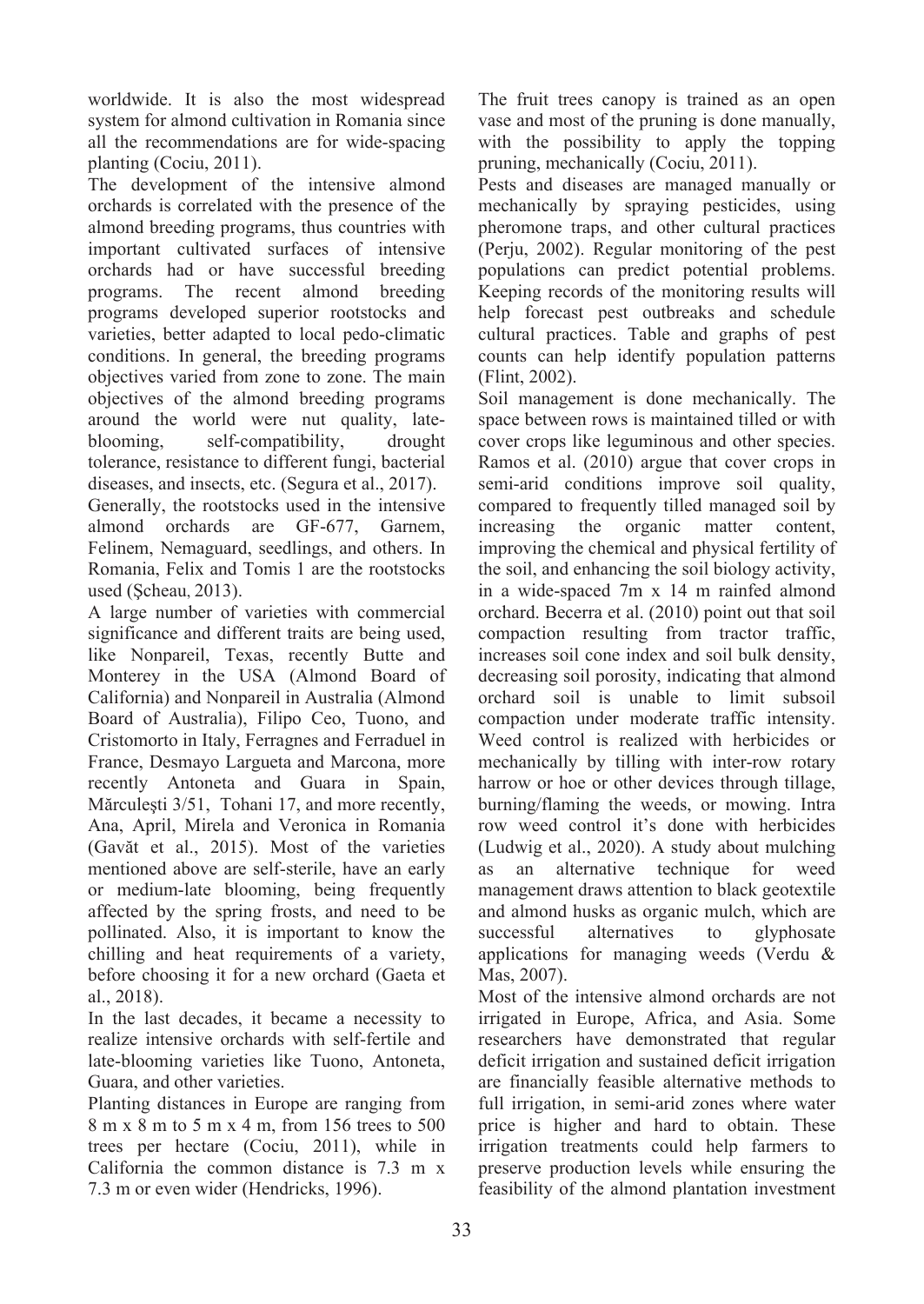worldwide. It is also the most widespread system for almond cultivation in Romania since all the recommendations are for wide-spacing planting (Cociu, 2011).

The development of the intensive almond orchards is correlated with the presence of the almond breeding programs, thus countries with important cultivated surfaces of intensive orchards had or have successful breeding programs. The recent almond breeding programs developed superior rootstocks and varieties, better adapted to local pedo-climatic conditions. In general, the breeding programs objectives varied from zone to zone. The main objectives of the almond breeding programs around the world were nut quality, late-blooming, self-compatibility, drought tolerance, resistance to different fungi, bacterial diseases, and insects, etc. (Segura et al., 2017).

Generally, the rootstocks used in the intensive almond orchards are GF-677, Garnem, Felinem, Nemaguard, seedlings, and others. In Romania, Felix and Tomis 1 are the rootstocks used (Şcheau, 2013).

A large number of varieties with commercial significance and different traits are being used, like Nonpareil, Texas, recently Butte and Monterey in the USA (Almond Board of California) and Nonpareil in Australia (Almond Board of Australia), Filipo Ceo, Tuono, and Cristomorto in Italy, Ferragnes and Ferraduel in France, Desmayo Largueta and Marcona, more recently Antoneta and Guara in Spain, Mărculeşti 3/51, Tohani 17, and more recently, Ana, April, Mirela and Veronica in Romania (Gavăt et al., 2015). Most of the varieties mentioned above are self-sterile, have an early or medium-late blooming, being frequently affected by the spring frosts, and need to be pollinated. Also, it is important to know the chilling and heat requirements of a variety, before choosing it for a new orchard (Gaeta et al., 2018).

In the last decades, it became a necessity to realize intensive orchards with self-fertile and late-blooming varieties like Tuono, Antoneta, Guara, and other varieties.

Planting distances in Europe are ranging from 8 m x 8 m to 5 m x 4 m, from 156 trees to 500 trees per hectare (Cociu, 2011), while in California the common distance is 7.3 m x 7.3 m or even wider (Hendricks, 1996).

The fruit trees canopy is trained as an open vase and most of the pruning is done manually, with the possibility to apply the topping pruning, mechanically (Cociu, 2011).

Pests and diseases are managed manually or mechanically by spraying pesticides, using pheromone traps, and other cultural practices (Perju, 2002). Regular monitoring of the pest populations can predict potential problems. Keeping records of the monitoring results will help forecast pest outbreaks and schedule cultural practices. Table and graphs of pest counts can help identify population patterns (Flint, 2002).

Soil management is done mechanically. The space between rows is maintained tilled or with cover crops like leguminous and other species. Ramos et al. (2010) argue that cover crops in semi-arid conditions improve soil quality, compared to frequently tilled managed soil by increasing the organic matter content, improving the chemical and physical fertility of the soil, and enhancing the soil biology activity, in a wide-spaced 7m x 14 m rainfed almond orchard. Becerra et al. (2010) point out that soil compaction resulting from tractor traffic, increases soil cone index and soil bulk density, decreasing soil porosity, indicating that almond orchard soil is unable to limit subsoil compaction under moderate traffic intensity. Weed control is realized with herbicides or mechanically by tilling with inter-row rotary harrow or hoe or other devices through tillage, burning/flaming the weeds, or mowing. Intra row weed control it's done with herbicides (Ludwig et al., 2020). A study about mulching as an alternative technique for weed management draws attention to black geotextile and almond husks as organic mulch, which are successful alternatives to glyphosate applications for managing weeds (Verdu & Mas, 2007).

Most of the intensive almond orchards are not irrigated in Europe, Africa, and Asia. Some researchers have demonstrated that regular deficit irrigation and sustained deficit irrigation are financially feasible alternative methods to full irrigation, in semi-arid zones where water price is higher and hard to obtain. These irrigation treatments could help farmers to preserve production levels while ensuring the feasibility of the almond plantation investment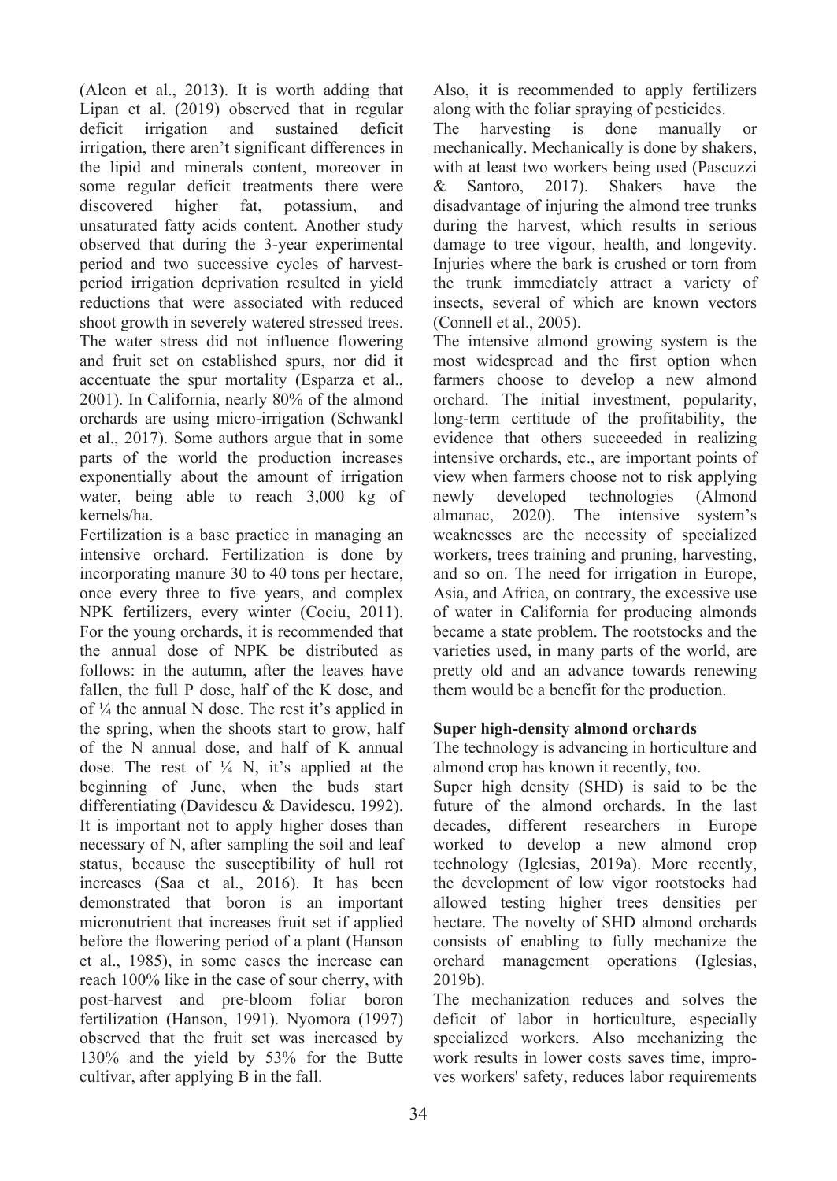(Alcon et al., 2013). It is worth adding that Lipan et al. (2019) observed that in regular deficit irrigation and sustained deficit irrigation, there aren't significant differences in the lipid and minerals content, moreover in some regular deficit treatments there were discovered higher fat, potassium, and unsaturated fatty acids content. Another study observed that during the 3-year experimental period and two successive cycles of harvest-period irrigation deprivation resulted in yield reductions that were associated with reduced shoot growth in severely watered stressed trees. The water stress did not influence flowering and fruit set on established spurs, nor did it accentuate the spur mortality (Esparza et al., 2001). In California, nearly 80% of the almond orchards are using micro-irrigation (Schwankl et al., 2017). Some authors argue that in some parts of the world the production increases exponentially about the amount of irrigation water, being able to reach 3,000 kg of kernels/ha.

Fertilization is a base practice in managing an intensive orchard. Fertilization is done by incorporating manure 30 to 40 tons per hectare, once every three to five years, and complex NPK fertilizers, every winter (Cociu, 2011). For the young orchards, it is recommended that the annual dose of NPK be distributed as follows: in the autumn, after the leaves have fallen, the full P dose, half of the K dose, and of ¼ the annual N dose. The rest it's applied in the spring, when the shoots start to grow, half of the N annual dose, and half of K annual dose. The rest of ¼ N, it's applied at the beginning of June, when the buds start differentiating (Davidescu & Davidescu, 1992). It is important not to apply higher doses than necessary of N, after sampling the soil and leaf status, because the susceptibility of hull rot increases (Saa et al., 2016). It has been demonstrated that boron is an important micronutrient that increases fruit set if applied before the flowering period of a plant (Hanson et al., 1985), in some cases the increase can reach 100% like in the case of sour cherry, with post-harvest and pre-bloom foliar boron fertilization (Hanson, 1991). Nyomora (1997) observed that the fruit set was increased by 130% and the yield by 53% for the Butte cultivar, after applying B in the fall.

Also, it is recommended to apply fertilizers along with the foliar spraying of pesticides.

The harvesting is done manually or mechanically. Mechanically is done by shakers, with at least two workers being used (Pascuzzi & Santoro, 2017). Shakers have the disadvantage of injuring the almond tree trunks during the harvest, which results in serious damage to tree vigour, health, and longevity. Injuries where the bark is crushed or torn from the trunk immediately attract a variety of insects, several of which are known vectors (Connell et al., 2005).

The intensive almond growing system is the most widespread and the first option when farmers choose to develop a new almond orchard. The initial investment, popularity, long-term certitude of the profitability, the evidence that others succeeded in realizing intensive orchards, etc., are important points of view when farmers choose not to risk applying newly developed technologies (Almond almanac, 2020). The intensive system's weaknesses are the necessity of specialized workers, trees training and pruning, harvesting, and so on. The need for irrigation in Europe, Asia, and Africa, on contrary, the excessive use of water in California for producing almonds became a state problem. The rootstocks and the varieties used, in many parts of the world, are pretty old and an advance towards renewing them would be a benefit for the production.

**Super high-density almond orchards**

The technology is advancing in horticulture and almond crop has known it recently, too.

Super high density (SHD) is said to be the future of the almond orchards. In the last decades, different researchers in Europe worked to develop a new almond crop technology (Iglesias, 2019a). More recently, the development of low vigor rootstocks had allowed testing higher trees densities per hectare. The novelty of SHD almond orchards consists of enabling to fully mechanize the orchard management operations (Iglesias, 2019b).

The mechanization reduces and solves the deficit of labor in horticulture, especially specialized workers. Also mechanizing the work results in lower costs saves time, improves workers' safety, reduces labor requirements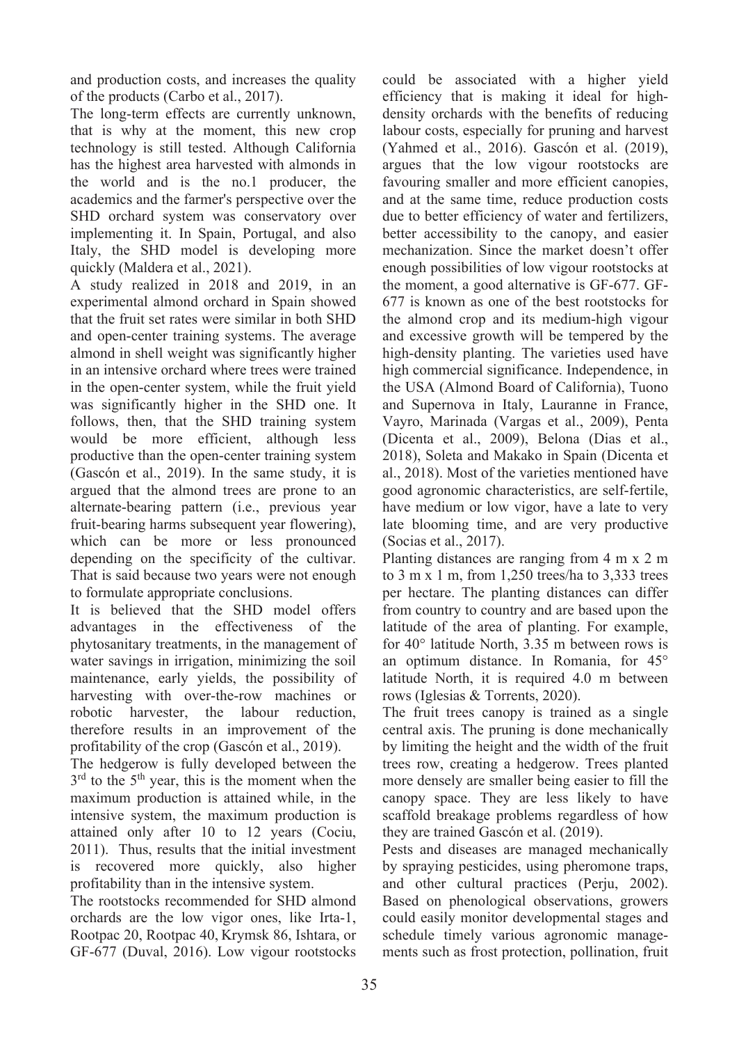and production costs, and increases the quality of the products (Carbo et al., 2017).

The long-term effects are currently unknown, that is why at the moment, this new crop technology is still tested. Although California has the highest area harvested with almonds in the world and is the no.1 producer, the academics and the farmer's perspective over the SHD orchard system was conservatory over implementing it. In Spain, Portugal, and also Italy, the SHD model is developing more quickly (Maldera et al., 2021).

A study realized in 2018 and 2019, in an experimental almond orchard in Spain showed that the fruit set rates were similar in both SHD and open-center training systems. The average almond in shell weight was significantly higher in an intensive orchard where trees were trained in the open-center system, while the fruit yield was significantly higher in the SHD one. It follows, then, that the SHD training system would be more efficient, although less productive than the open-center training system (Gascón et al., 2019). In the same study, it is argued that the almond trees are prone to an alternate-bearing pattern (i.e., previous year fruit-bearing harms subsequent year flowering), which can be more or less pronounced depending on the specificity of the cultivar. That is said because two years were not enough to formulate appropriate conclusions.

It is believed that the SHD model offers advantages in the effectiveness of the phytosanitary treatments, in the management of water savings in irrigation, minimizing the soil maintenance, early yields, the possibility of harvesting with over-the-row machines or robotic harvester, the labour reduction, therefore results in an improvement of the profitability of the crop (Gascón et al., 2019).

The hedgerow is fully developed between the 3rd to the 5th year, this is the moment when the maximum production is attained while, in the intensive system, the maximum production is attained only after 10 to 12 years (Cociu, 2011). Thus, results that the initial investment is recovered more quickly, also higher profitability than in the intensive system.

The rootstocks recommended for SHD almond orchards are the low vigor ones, like Irta-1, Rootpac 20, Rootpac 40, Krymsk 86, Ishtara, or GF-677 (Duval, 2016). Low vigour rootstocks could be associated with a higher yield efficiency that is making it ideal for high-density orchards with the benefits of reducing labour costs, especially for pruning and harvest (Yahmed et al., 2016). Gascón et al. (2019), argues that the low vigour rootstocks are favouring smaller and more efficient canopies, and at the same time, reduce production costs due to better efficiency of water and fertilizers, better accessibility to the canopy, and easier mechanization. Since the market doesn't offer enough possibilities of low vigour rootstocks at the moment, a good alternative is GF-677. GF-677 is known as one of the best rootstocks for the almond crop and its medium-high vigour and excessive growth will be tempered by the high-density planting. The varieties used have high commercial significance. Independence, in the USA (Almond Board of California), Tuono and Supernova in Italy, Lauranne in France, Vayro, Marinada (Vargas et al., 2009), Penta (Dicenta et al., 2009), Belona (Dias et al., 2018), Soleta and Makako in Spain (Dicenta et al., 2018). Most of the varieties mentioned have good agronomic characteristics, are self-fertile, have medium or low vigor, have a late to very late blooming time, and are very productive (Socias et al., 2017).

Planting distances are ranging from 4 m x 2 m to 3 m x 1 m, from 1,250 trees/ha to 3,333 trees per hectare. The planting distances can differ from country to country and are based upon the latitude of the area of planting. For example, for 40° latitude North, 3.35 m between rows is an optimum distance. In Romania, for 45° latitude North, it is required 4.0 m between rows (Iglesias & Torrents, 2020).

The fruit trees canopy is trained as a single central axis. The pruning is done mechanically by limiting the height and the width of the fruit trees row, creating a hedgerow. Trees planted more densely are smaller being easier to fill the canopy space. They are less likely to have scaffold breakage problems regardless of how they are trained Gascón et al. (2019).

Pests and diseases are managed mechanically by spraying pesticides, using pheromone traps, and other cultural practices (Perju, 2002). Based on phenological observations, growers could easily monitor developmental stages and schedule timely various agronomic managements such as frost protection, pollination, fruit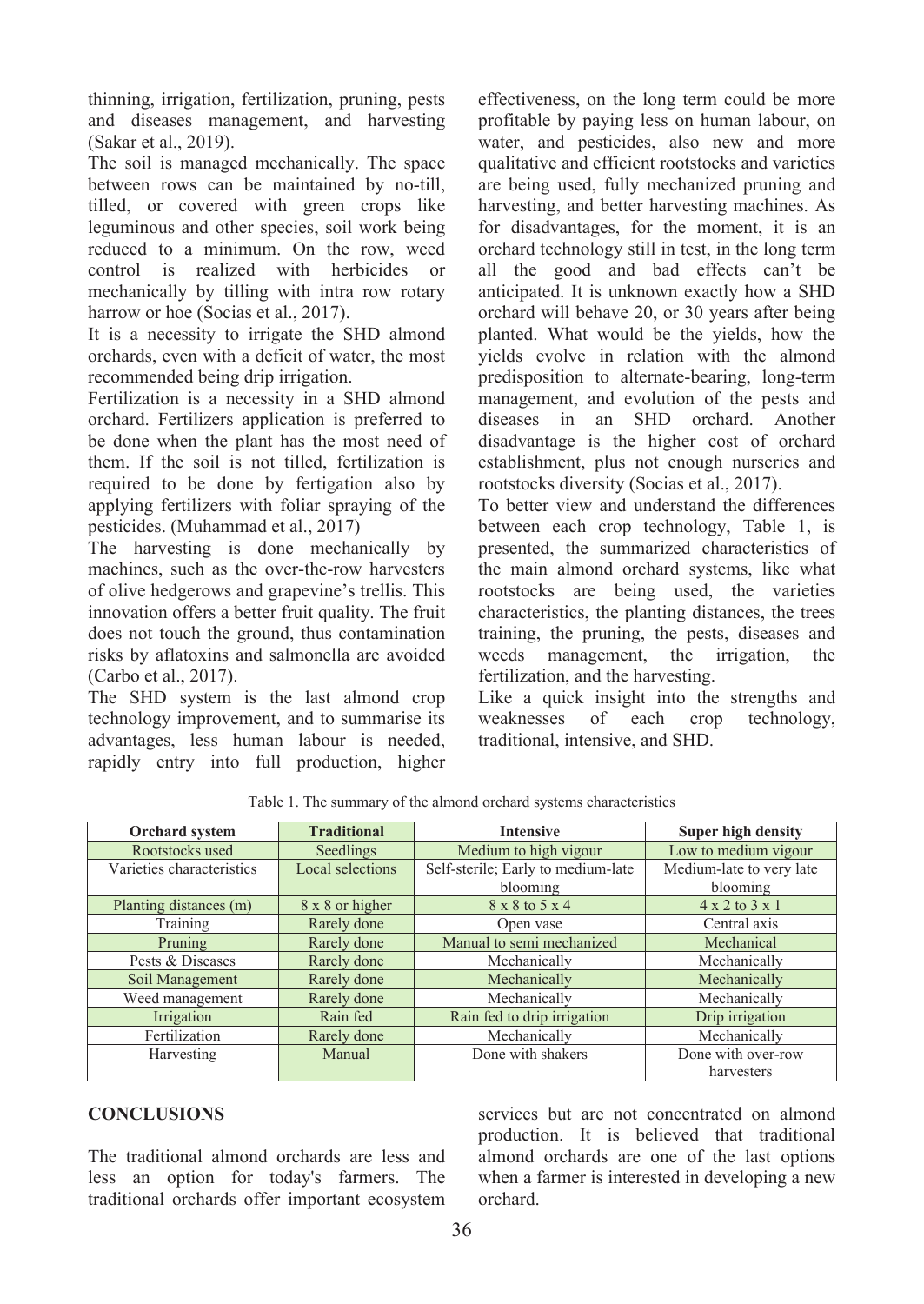thinning, irrigation, fertilization, pruning, pests and diseases management, and harvesting (Sakar et al., 2019).

The soil is managed mechanically. The space between rows can be maintained by no-till, tilled, or covered with green crops like leguminous and other species, soil work being reduced to a minimum. On the row, weed control is realized with herbicides or mechanically by tilling with intra row rotary harrow or hoe (Socias et al., 2017).

It is a necessity to irrigate the SHD almond orchards, even with a deficit of water, the most recommended being drip irrigation.

Fertilization is a necessity in a SHD almond orchard. Fertilizers application is preferred to be done when the plant has the most need of them. If the soil is not tilled, fertilization is required to be done by fertigation also by applying fertilizers with foliar spraying of the pesticides. (Muhammad et al., 2017)

The harvesting is done mechanically by machines, such as the over-the-row harvesters of olive hedgerows and grapevine's trellis. This innovation offers a better fruit quality. The fruit does not touch the ground, thus contamination risks by aflatoxins and salmonella are avoided (Carbo et al., 2017).

The SHD system is the last almond crop technology improvement, and to summarise its advantages, less human labour is needed, rapidly entry into full production, higher effectiveness, on the long term could be more profitable by paying less on human labour, on water, and pesticides, also new and more qualitative and efficient rootstocks and varieties are being used, fully mechanized pruning and harvesting, and better harvesting machines. As for disadvantages, for the moment, it is an orchard technology still in test, in the long term all the good and bad effects can't be anticipated. It is unknown exactly how a SHD orchard will behave 20, or 30 years after being planted. What would be the yields, how the yields evolve in relation with the almond predisposition to alternate-bearing, long-term management, and evolution of the pests and diseases in an SHD orchard. Another disadvantage is the higher cost of orchard establishment, plus not enough nurseries and rootstocks diversity (Socias et al., 2017).

To better view and understand the differences between each crop technology, Table 1, is presented, the summarized characteristics of the main almond orchard systems, like what rootstocks are being used, the varieties characteristics, the planting distances, the trees training, the pruning, the pests, diseases and weeds management, the irrigation, the fertilization, and the harvesting.

Like a quick insight into the strengths and weaknesses of each crop technology, traditional, intensive, and SHD.

Table 1. The summary of the almond orchard systems characteristics

| Orchard system | Traditional | Intensive | Super high density |
|---|---|---|---|
| Rootstocks used | Seedlings | Medium to high vigour | Low to medium vigour |
| Varieties characteristics | Local selections | Self-sterile; Early to medium-late blooming | Medium-late to very late blooming |
| Planting distances (m) | 8 x 8 or higher | 8 x 8 to 5 x 4 | 4 x 2 to 3 x 1 |
| Training | Rarely done | Open vase | Central axis |
| Pruning | Rarely done | Manual to semi mechanized | Mechanical |
| Pests & Diseases | Rarely done | Mechanically | Mechanically |
| Soil Management | Rarely done | Mechanically | Mechanically |
| Weed management | Rarely done | Mechanically | Mechanically |
| Irrigation | Rain fed | Rain fed to drip irrigation | Drip irrigation |
| Fertilization | Rarely done | Mechanically | Mechanically |
| Harvesting | Manual | Done with shakers | Done with over-row harvesters |

## CONCLUSIONS

The traditional almond orchards are less and less an option for today's farmers. The traditional orchards offer important ecosystem services but are not concentrated on almond production. It is believed that traditional almond orchards are one of the last options when a farmer is interested in developing a new orchard.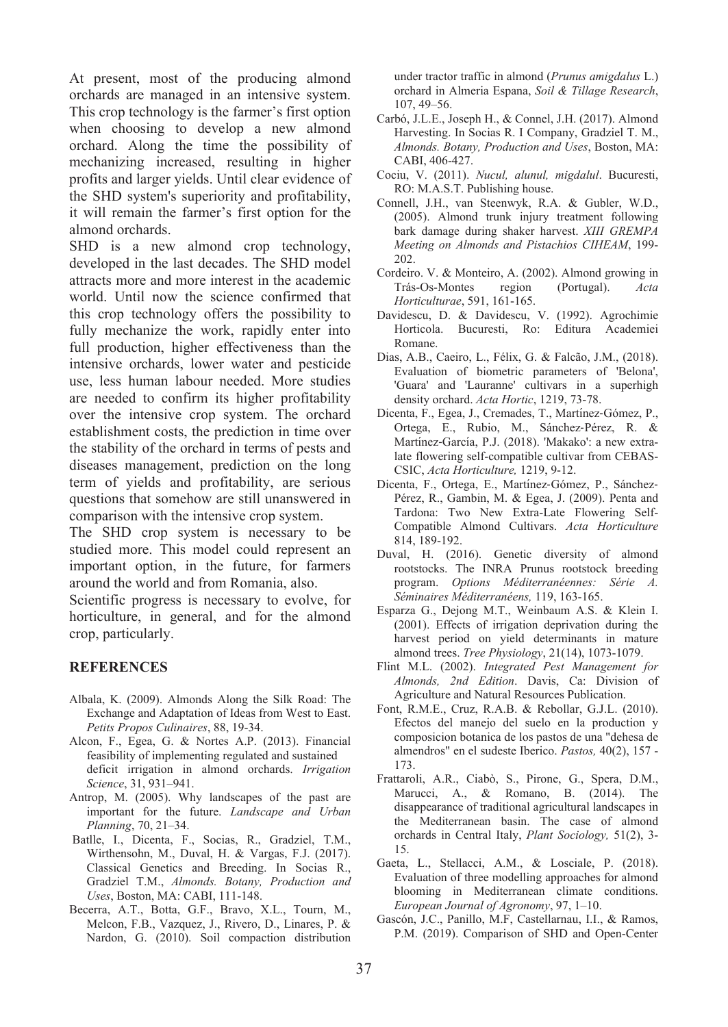At present, most of the producing almond orchards are managed in an intensive system. This crop technology is the farmer's first option when choosing to develop a new almond orchard. Along the time the possibility of mechanizing increased, resulting in higher profits and larger yields. Until clear evidence of the SHD system's superiority and profitability, it will remain the farmer's first option for the almond orchards.

SHD is a new almond crop technology, developed in the last decades. The SHD model attracts more and more interest in the academic world. Until now the science confirmed that this crop technology offers the possibility to fully mechanize the work, rapidly enter into full production, higher effectiveness than the intensive orchards, lower water and pesticide use, less human labour needed. More studies are needed to confirm its higher profitability over the intensive crop system. The orchard establishment costs, the prediction in time over the stability of the orchard in terms of pests and diseases management, prediction on the long term of yields and profitability, are serious questions that somehow are still unanswered in comparison with the intensive crop system.

The SHD crop system is necessary to be studied more. This model could represent an important option, in the future, for farmers around the world and from Romania, also.

Scientific progress is necessary to evolve, for horticulture, in general, and for the almond crop, particularly.

## REFERENCES

- Albala, K. (2009). Almonds Along the Silk Road: The Exchange and Adaptation of Ideas from West to East. *Petits Propos Culinaires*, 88, 19-34.
- Alcon, F., Egea, G. & Nortes A.P. (2013). Financial feasibility of implementing regulated and sustained deficit irrigation in almond orchards. *Irrigation Science*, 31, 931–941.
- Antrop, M. (2005). Why landscapes of the past are important for the future. *Landscape and Urban Planning*, 70, 21–34.
- Batlle, I., Dicenta, F., Socias, R., Gradziel, T.M., Wirthensohn, M., Duval, H. & Vargas, F.J. (2017). Classical Genetics and Breeding. In Socias R., Gradziel T.M., *Almonds. Botany, Production and Uses*, Boston, MA: CABI, 111-148.
- Becerra, A.T., Botta, G.F., Bravo, X.L., Tourn, M., Melcon, F.B., Vazquez, J., Rivero, D., Linares, P. & Nardon, G. (2010). Soil compaction distribution under tractor traffic in almond (*Prunus amigdalus* L.) orchard in Almeria Espana, *Soil & Tillage Research*, 107, 49–56.
- Carbó, J.L.E., Joseph H., & Connel, J.H. (2017). Almond Harvesting. In Socias R. I Company, Gradziel T. M., *Almonds. Botany, Production and Uses*, Boston, MA: CABI, 406-427.
- Cociu, V. (2011). *Nucul, alunul, migdalul*. Bucuresti, RO: M.A.S.T. Publishing house.
- Connell, J.H., van Steenwyk, R.A. & Gubler, W.D., (2005). Almond trunk injury treatment following bark damage during shaker harvest. *XIII GREMPA Meeting on Almonds and Pistachios CIHEAM*, 199-202.
- Cordeiro. V. & Monteiro, A. (2002). Almond growing in Trás-Os-Montes region (Portugal). *Acta Horticulturae*, 591, 161-165.
- Davidescu, D. & Davidescu, V. (1992). Agrochimie Horticola. Bucuresti, Ro: Editura Academiei Romane.
- Dias, A.B., Caeiro, L., Félix, G. & Falcão, J.M., (2018). Evaluation of biometric parameters of 'Belona', 'Guara' and 'Lauranne' cultivars in a superhigh density orchard. *Acta Hortic*, 1219, 73-78.
- Dicenta, F., Egea, J., Cremades, T., Martínez-Gómez, P., Ortega, E., Rubio, M., Sánchez-Pérez, R. & Martínez-García, P.J. (2018). 'Makako': a new extra-late flowering self-compatible cultivar from CEBAS-CSIC, *Acta Horticulture,* 1219, 9-12.
- Dicenta, F., Ortega, E., Martínez-Gómez, P., Sánchez-Pérez, R., Gambin, M. & Egea, J. (2009). Penta and Tardona: Two New Extra-Late Flowering Self-Compatible Almond Cultivars. *Acta Horticulture* 814, 189-192.
- Duval, H. (2016). Genetic diversity of almond rootstocks. The INRA Prunus rootstock breeding program. *Options Méditerranéennes: Série A. Séminaires Méditerranéens,* 119, 163-165.
- Esparza G., Dejong M.T., Weinbaum A.S. & Klein I. (2001). Effects of irrigation deprivation during the harvest period on yield determinants in mature almond trees. *Tree Physiology*, 21(14), 1073-1079.
- Flint M.L. (2002). *Integrated Pest Management for Almonds, 2nd Edition*. Davis, Ca: Division of Agriculture and Natural Resources Publication.
- Font, R.M.E., Cruz, R.A.B. & Rebollar, G.J.L. (2010). Efectos del manejo del suelo en la production y composicion botanica de los pastos de una "dehesa de almendros" en el sudeste Iberico. *Pastos,* 40(2), 157 - 173.
- Frattaroli, A.R., Ciabò, S., Pirone, G., Spera, D.M., Marucci, A., & Romano, B. (2014). The disappearance of traditional agricultural landscapes in the Mediterranean basin. The case of almond orchards in Central Italy, *Plant Sociology,* 51(2), 3-15.
- Gaeta, L., Stellacci, A.M., & Losciale, P. (2018). Evaluation of three modelling approaches for almond blooming in Mediterranean climate conditions. *European Journal of Agronomy*, 97, 1–10.
- Gascón, J.C., Panillo, M.F, Castellarnau, I.I., & Ramos, P.M. (2019). Comparison of SHD and Open-Center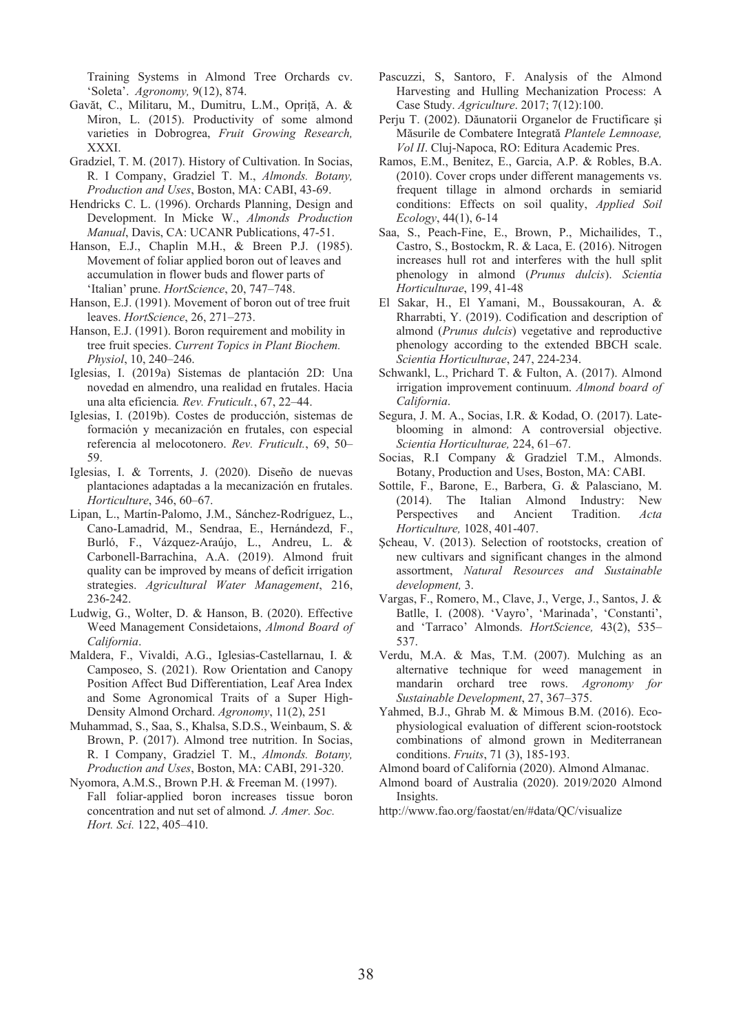Training Systems in Almond Tree Orchards cv. 'Soleta'. *Agronomy,* 9(12), 874.

Gavăt, C., Militaru, M., Dumitru, L.M., Opriță, A. & Miron, L. (2015). Productivity of some almond varieties in Dobrogrea, *Fruit Growing Research,* XXXI.

Gradziel, T. M. (2017). History of Cultivation. In Socias, R. I Company, Gradziel T. M., *Almonds. Botany, Production and Uses*, Boston, MA: CABI, 43-69.

Hendricks C. L. (1996). Orchards Planning, Design and Development. In Micke W., *Almonds Production Manual*, Davis, CA: UCANR Publications, 47-51.

Hanson, E.J., Chaplin M.H., & Breen P.J. (1985). Movement of foliar applied boron out of leaves and accumulation in flower buds and flower parts of 'Italian' prune. *HortScience*, 20, 747–748.

Hanson, E.J. (1991). Movement of boron out of tree fruit leaves. *HortScience*, 26, 271–273.

Hanson, E.J. (1991). Boron requirement and mobility in tree fruit species. *Current Topics in Plant Biochem. Physiol*, 10, 240–246.

Iglesias, I. (2019a) Sistemas de plantación 2D: Una novedad en almendro, una realidad en frutales. Hacia una alta eficiencia*. Rev. Fruticult.*, 67, 22–44.

Iglesias, I. (2019b). Costes de producción, sistemas de formación y mecanización en frutales, con especial referencia al melocotonero. *Rev. Fruticult.*, 69, 50–59.

Iglesias, I. & Torrents, J. (2020). Diseño de nuevas plantaciones adaptadas a la mecanización en frutales. *Horticulture*, 346, 60–67.

Lipan, L., Martín-Palomo, J.M., Sánchez-Rodríguez, L., Cano-Lamadrid, M., Sendraa, E., Hernándezd, F., Burló, F., Vázquez-Araújo, L., Andreu, L. & Carbonell-Barrachina, A.A. (2019). Almond fruit quality can be improved by means of deficit irrigation strategies. *Agricultural Water Management*, 216, 236-242.

Ludwig, G., Wolter, D. & Hanson, B. (2020). Effective Weed Management Considetaions, *Almond Board of California*.

Maldera, F., Vivaldi, A.G., Iglesias-Castellarnau, I. & Camposeo, S. (2021). Row Orientation and Canopy Position Affect Bud Differentiation, Leaf Area Index and Some Agronomical Traits of a Super High-Density Almond Orchard. *Agronomy*, 11(2), 251

Muhammad, S., Saa, S., Khalsa, S.D.S., Weinbaum, S. & Brown, P. (2017). Almond tree nutrition. In Socias, R. I Company, Gradziel T. M., *Almonds. Botany, Production and Uses*, Boston, MA: CABI, 291-320.

Nyomora, A.M.S., Brown P.H. & Freeman M. (1997). Fall foliar-applied boron increases tissue boron concentration and nut set of almond*. J. Amer. Soc. Hort. Sci.* 122, 405–410.

Pascuzzi, S, Santoro, F. Analysis of the Almond Harvesting and Hulling Mechanization Process: A Case Study. *Agriculture*. 2017; 7(12):100.

Perju T. (2002). Dăunatorii Organelor de Fructificare şi Măsurile de Combatere Integrată *Plantele Lemnoase, Vol II*. Cluj-Napoca, RO: Editura Academic Pres.

Ramos, E.M., Benitez, E., Garcia, A.P. & Robles, B.A. (2010). Cover crops under different managements vs. frequent tillage in almond orchards in semiarid conditions: Effects on soil quality, *Applied Soil Ecology*, 44(1), 6-14

Saa, S., Peach-Fine, E., Brown, P., Michailides, T., Castro, S., Bostockm, R. & Laca, E. (2016). Nitrogen increases hull rot and interferes with the hull split phenology in almond (*Prunus dulcis*). *Scientia Horticulturae*, 199, 41-48

El Sakar, H., El Yamani, M., Boussakouran, A. & Rharrabti, Y. (2019). Codification and description of almond (*Prunus dulcis*) vegetative and reproductive phenology according to the extended BBCH scale. *Scientia Horticulturae*, 247, 224-234.

Schwankl, L., Prichard T. & Fulton, A. (2017). Almond irrigation improvement continuum. *Almond board of California*.

Segura, J. M. A., Socias, I.R. & Kodad, O. (2017). Late-blooming in almond: A controversial objective. *Scientia Horticulturae,* 224, 61–67.

Socias, R.I Company & Gradziel T.M., Almonds. Botany, Production and Uses, Boston, MA: CABI.

Sottile, F., Barone, E., Barbera, G. & Palasciano, M. (2014). The Italian Almond Industry: New Perspectives and Ancient Tradition. *Acta Horticulture,* 1028, 401-407.

Şcheau, V. (2013). Selection of rootstocks, creation of new cultivars and significant changes in the almond assortment, *Natural Resources and Sustainable development,* 3.

Vargas, F., Romero, M., Clave, J., Verge, J., Santos, J. & Batlle, I. (2008). 'Vayro', 'Marinada', 'Constanti', and 'Tarraco' Almonds. *HortScience,* 43(2), 535–537.

Verdu, M.A. & Mas, T.M. (2007). Mulching as an alternative technique for weed management in mandarin orchard tree rows. *Agronomy for Sustainable Development*, 27, 367–375.

Yahmed, B.J., Ghrab M. & Mimous B.M. (2016). Eco-physiological evaluation of different scion-rootstock combinations of almond grown in Mediterranean conditions. *Fruits*, 71 (3), 185-193.

Almond board of California (2020). Almond Almanac.

Almond board of Australia (2020). 2019/2020 Almond Insights.

http://www.fao.org/faostat/en/#data/QC/visualize